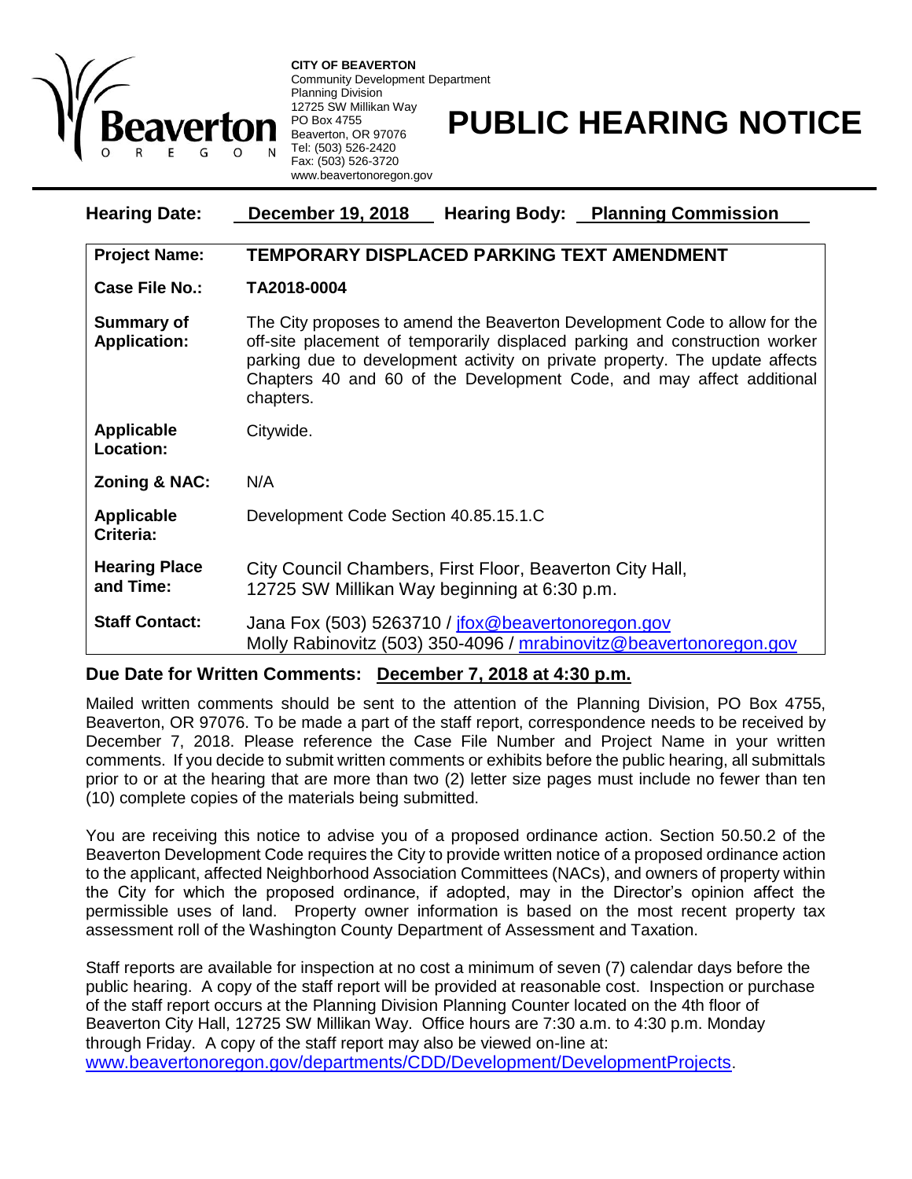**CITY OF BEAVERTON**
Community Development Department
Planning Division
12725 SW Millikan Way
PO Box 4755
Beaverton, OR 97076
Tel: (503) 526-2420
Fax: (503) 526-3720
www.beavertonoregon.gov

# PUBLIC HEARING NOTICE

**Hearing Date:** **December 19, 2018** **Hearing Body:** **Planning Commission**

| | |
|---|---|
| **Project Name:** | **TEMPORARY DISPLACED PARKING TEXT AMENDMENT** |
| **Case File No.:** | **TA2018-0004** |
| **Summary of Application:** | The City proposes to amend the Beaverton Development Code to allow for the off-site placement of temporarily displaced parking and construction worker parking due to development activity on private property. The update affects Chapters 40 and 60 of the Development Code, and may affect additional chapters. |
| **Applicable Location:** | Citywide. |
| **Zoning & NAC:** | N/A |
| **Applicable Criteria:** | Development Code Section 40.85.15.1.C |
| **Hearing Place and Time:** | City Council Chambers, First Floor, Beaverton City Hall, 12725 SW Millikan Way beginning at 6:30 p.m. |
| **Staff Contact:** | Jana Fox (503) 5263710 / jfox@beavertonoregon.gov<br>Molly Rabinovitz (503) 350-4096 / mrabinovitz@beavertonoregon.gov |

## Due Date for Written Comments: December 7, 2018 at 4:30 p.m.

Mailed written comments should be sent to the attention of the Planning Division, PO Box 4755, Beaverton, OR 97076. To be made a part of the staff report, correspondence needs to be received by December 7, 2018. Please reference the Case File Number and Project Name in your written comments. If you decide to submit written comments or exhibits before the public hearing, all submittals prior to or at the hearing that are more than two (2) letter size pages must include no fewer than ten (10) complete copies of the materials being submitted.

You are receiving this notice to advise you of a proposed ordinance action. Section 50.50.2 of the Beaverton Development Code requires the City to provide written notice of a proposed ordinance action to the applicant, affected Neighborhood Association Committees (NACs), and owners of property within the City for which the proposed ordinance, if adopted, may in the Director's opinion affect the permissible uses of land. Property owner information is based on the most recent property tax assessment roll of the Washington County Department of Assessment and Taxation.

Staff reports are available for inspection at no cost a minimum of seven (7) calendar days before the public hearing. A copy of the staff report will be provided at reasonable cost. Inspection or purchase of the staff report occurs at the Planning Division Planning Counter located on the 4th floor of Beaverton City Hall, 12725 SW Millikan Way. Office hours are 7:30 a.m. to 4:30 p.m. Monday through Friday. A copy of the staff report may also be viewed on-line at: www.beavertonoregon.gov/departments/CDD/Development/DevelopmentProjects.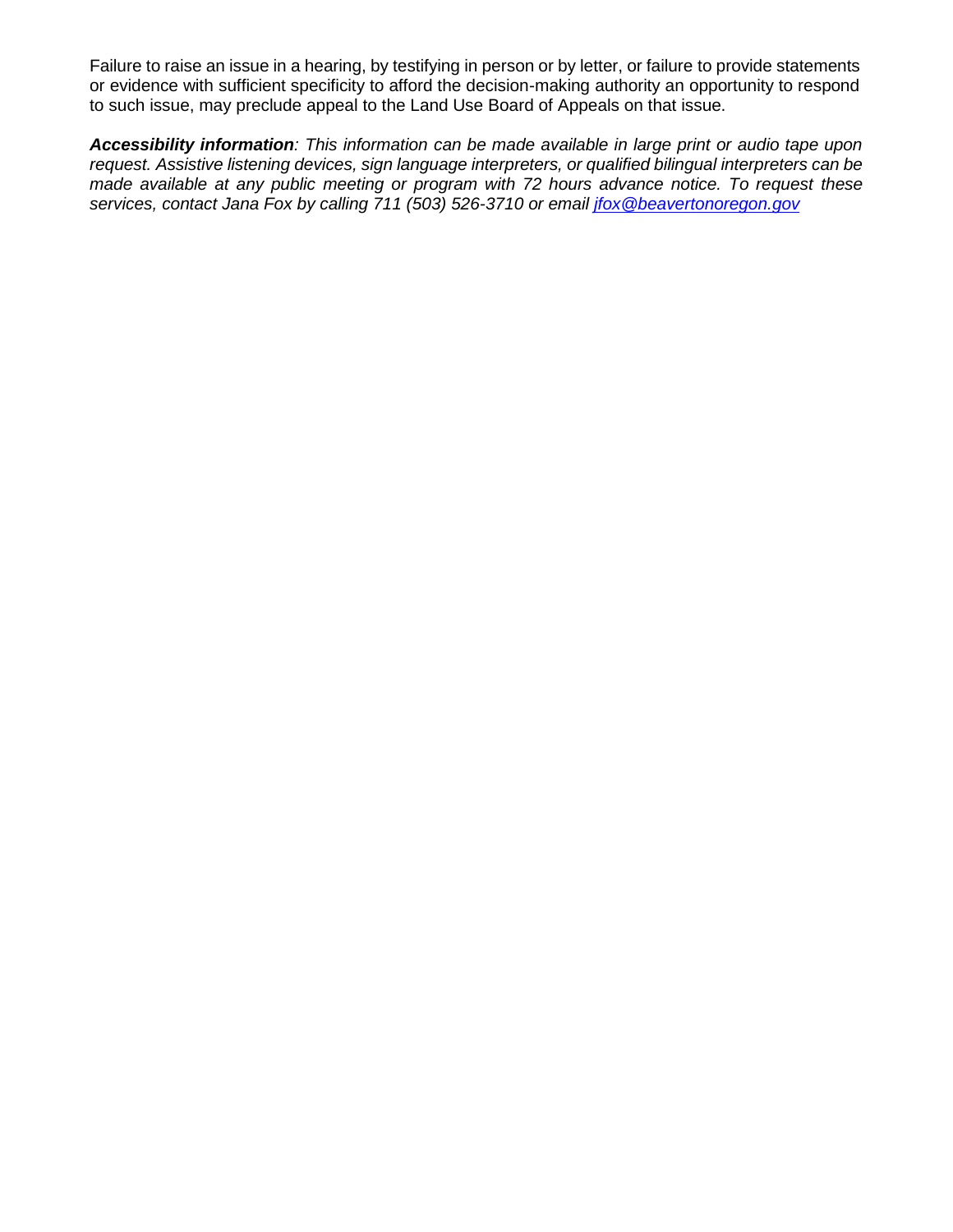Failure to raise an issue in a hearing, by testifying in person or by letter, or failure to provide statements or evidence with sufficient specificity to afford the decision-making authority an opportunity to respond to such issue, may preclude appeal to the Land Use Board of Appeals on that issue.

***Accessibility information****: This information can be made available in large print or audio tape upon request. Assistive listening devices, sign language interpreters, or qualified bilingual interpreters can be made available at any public meeting or program with 72 hours advance notice. To request these services, contact Jana Fox by calling 711 (503) 526-3710 or email [jfox@beavertonoregon.gov](mailto:jfox@beavertonoregon.gov)*